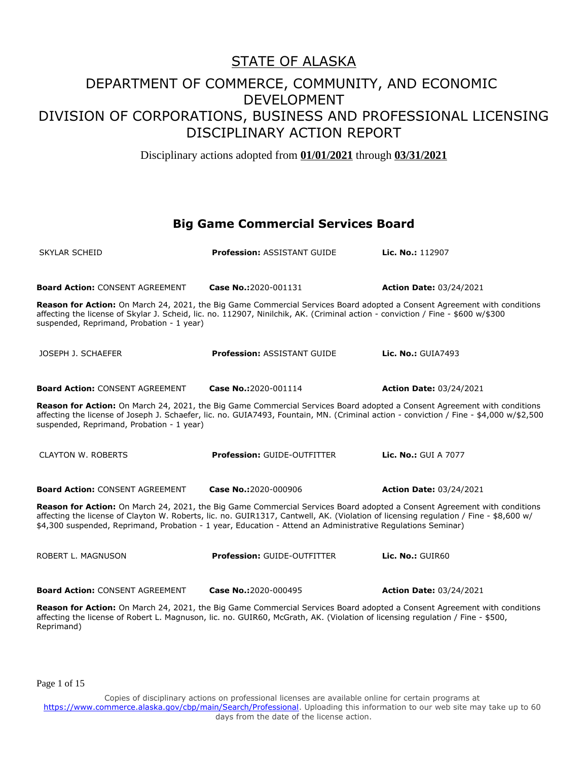# STATE OF ALASKA

## DEPARTMENT OF COMMERCE, COMMUNITY, AND ECONOMIC DEVELOPMENT
## DIVISION OF CORPORATIONS, BUSINESS AND PROFESSIONAL LICENSING
## DISCIPLINARY ACTION REPORT

Disciplinary actions adopted from **01/01/2021** through **03/31/2021**

## Big Game Commercial Services Board

| SKYLAR SCHEID | **Profession:** ASSISTANT GUIDE | **Lic. No.:** 112907 |
|---|---|---|
| **Board Action:** CONSENT AGREEMENT | **Case No.:**2020-001131 | **Action Date:** 03/24/2021 |

**Reason for Action:** On March 24, 2021, the Big Game Commercial Services Board adopted a Consent Agreement with conditions affecting the license of Skylar J. Scheid, lic. no. 112907, Ninilchik, AK. (Criminal action - conviction / Fine - $600 w/$300 suspended, Reprimand, Probation - 1 year)

| JOSEPH J. SCHAEFER | **Profession:** ASSISTANT GUIDE | **Lic. No.:** GUIA7493 |
|---|---|---|
| **Board Action:** CONSENT AGREEMENT | **Case No.:**2020-001114 | **Action Date:** 03/24/2021 |

**Reason for Action:** On March 24, 2021, the Big Game Commercial Services Board adopted a Consent Agreement with conditions affecting the license of Joseph J. Schaefer, lic. no. GUIA7493, Fountain, MN. (Criminal action - conviction / Fine - $4,000 w/$2,500 suspended, Reprimand, Probation - 1 year)

| CLAYTON W. ROBERTS | **Profession:** GUIDE-OUTFITTER | **Lic. No.:** GUI A 7077 |
|---|---|---|
| **Board Action:** CONSENT AGREEMENT | **Case No.:**2020-000906 | **Action Date:** 03/24/2021 |

**Reason for Action:** On March 24, 2021, the Big Game Commercial Services Board adopted a Consent Agreement with conditions affecting the license of Clayton W. Roberts, lic. no. GUIR1317, Cantwell, AK. (Violation of licensing regulation / Fine - $8,600 w/ $4,300 suspended, Reprimand, Probation - 1 year, Education - Attend an Administrative Regulations Seminar)

| ROBERT L. MAGNUSON | **Profession:** GUIDE-OUTFITTER | **Lic. No.:** GUIR60 |
|---|---|---|
| **Board Action:** CONSENT AGREEMENT | **Case No.:**2020-000495 | **Action Date:** 03/24/2021 |

**Reason for Action:** On March 24, 2021, the Big Game Commercial Services Board adopted a Consent Agreement with conditions affecting the license of Robert L. Magnuson, lic. no. GUIR60, McGrath, AK. (Violation of licensing regulation / Fine - $500, Reprimand)

Copies of disciplinary actions on professional licenses are available online for certain programs at https://www.commerce.alaska.gov/cbp/main/Search/Professional. Uploading this information to our web site may take up to 60 days from the date of the license action.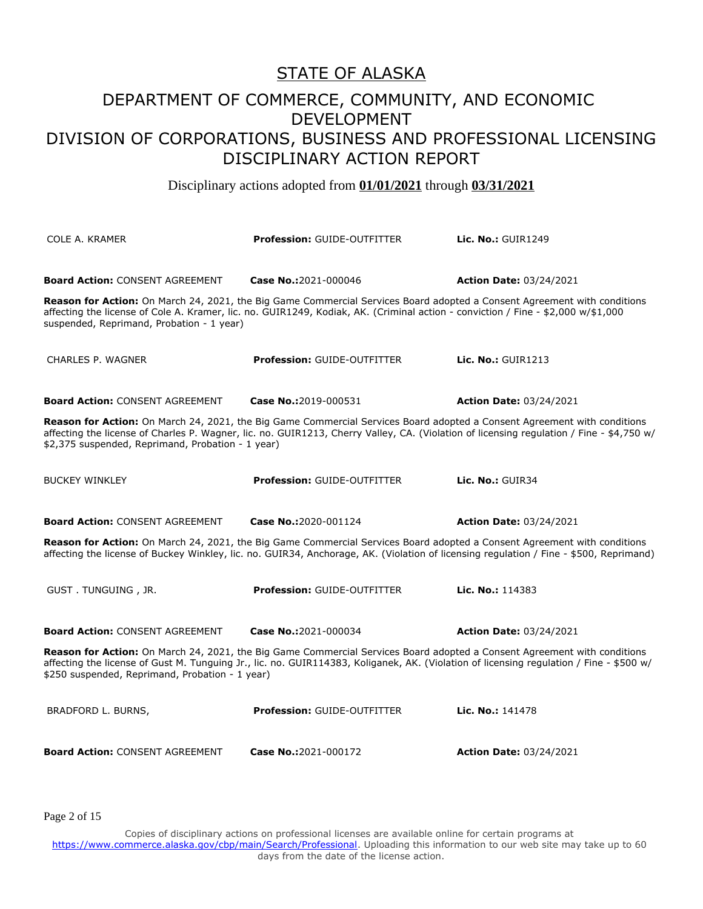# STATE OF ALASKA

## DEPARTMENT OF COMMERCE, COMMUNITY, AND ECONOMIC DEVELOPMENT

## DIVISION OF CORPORATIONS, BUSINESS AND PROFESSIONAL LICENSING

## DISCIPLINARY ACTION REPORT

Disciplinary actions adopted from **01/01/2021** through **03/31/2021**

| COLE A. KRAMER | **Profession:** GUIDE-OUTFITTER | **Lic. No.:** GUIR1249 |
|---|---|---|
| **Board Action:** CONSENT AGREEMENT | **Case No.:**2021-000046 | **Action Date:** 03/24/2021 |

**Reason for Action:** On March 24, 2021, the Big Game Commercial Services Board adopted a Consent Agreement with conditions affecting the license of Cole A. Kramer, lic. no. GUIR1249, Kodiak, AK. (Criminal action - conviction / Fine - $2,000 w/$1,000 suspended, Reprimand, Probation - 1 year)

| CHARLES P. WAGNER | **Profession:** GUIDE-OUTFITTER | **Lic. No.:** GUIR1213 |
|---|---|---|
| **Board Action:** CONSENT AGREEMENT | **Case No.:**2019-000531 | **Action Date:** 03/24/2021 |

**Reason for Action:** On March 24, 2021, the Big Game Commercial Services Board adopted a Consent Agreement with conditions affecting the license of Charles P. Wagner, lic. no. GUIR1213, Cherry Valley, CA. (Violation of licensing regulation / Fine - $4,750 w/ $2,375 suspended, Reprimand, Probation - 1 year)

| BUCKEY WINKLEY | **Profession:** GUIDE-OUTFITTER | **Lic. No.:** GUIR34 |
|---|---|---|
| **Board Action:** CONSENT AGREEMENT | **Case No.:**2020-001124 | **Action Date:** 03/24/2021 |

**Reason for Action:** On March 24, 2021, the Big Game Commercial Services Board adopted a Consent Agreement with conditions affecting the license of Buckey Winkley, lic. no. GUIR34, Anchorage, AK. (Violation of licensing regulation / Fine - $500, Reprimand)

| GUST . TUNGUING , JR. | **Profession:** GUIDE-OUTFITTER | **Lic. No.:** 114383 |
|---|---|---|
| **Board Action:** CONSENT AGREEMENT | **Case No.:**2021-000034 | **Action Date:** 03/24/2021 |

**Reason for Action:** On March 24, 2021, the Big Game Commercial Services Board adopted a Consent Agreement with conditions affecting the license of Gust M. Tunguing Jr., lic. no. GUIR114383, Koliganek, AK. (Violation of licensing regulation / Fine - $500 w/ $250 suspended, Reprimand, Probation - 1 year)

| BRADFORD L. BURNS, | **Profession:** GUIDE-OUTFITTER | **Lic. No.:** 141478 |
|---|---|---|
| **Board Action:** CONSENT AGREEMENT | **Case No.:**2021-000172 | **Action Date:** 03/24/2021 |

Copies of disciplinary actions on professional licenses are available online for certain programs at https://www.commerce.alaska.gov/cbp/main/Search/Professional. Uploading this information to our web site may take up to 60 days from the date of the license action.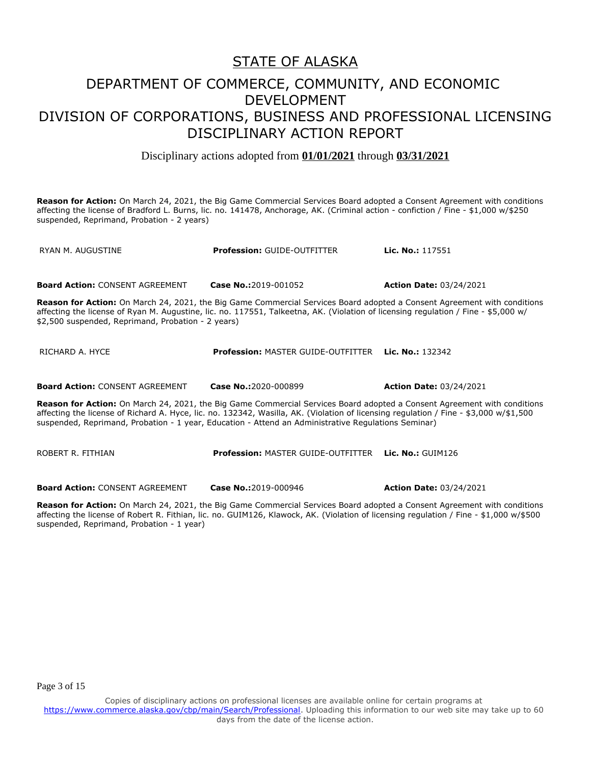# STATE OF ALASKA

## DEPARTMENT OF COMMERCE, COMMUNITY, AND ECONOMIC DEVELOPMENT
## DIVISION OF CORPORATIONS, BUSINESS AND PROFESSIONAL LICENSING
## DISCIPLINARY ACTION REPORT

Disciplinary actions adopted from **01/01/2021** through **03/31/2021**

**Reason for Action:** On March 24, 2021, the Big Game Commercial Services Board adopted a Consent Agreement with conditions affecting the license of Bradford L. Burns, lic. no. 141478, Anchorage, AK. (Criminal action - confiction / Fine - $1,000 w/$250 suspended, Reprimand, Probation - 2 years)

| | | |
|---|---|---|
| RYAN M. AUGUSTINE | **Profession:** GUIDE-OUTFITTER | **Lic. No.:** 117551 |
| **Board Action:** CONSENT AGREEMENT | **Case No.:**2019-001052 | **Action Date:** 03/24/2021 |

**Reason for Action:** On March 24, 2021, the Big Game Commercial Services Board adopted a Consent Agreement with conditions affecting the license of Ryan M. Augustine, lic. no. 117551, Talkeetna, AK. (Violation of licensing regulation / Fine - $5,000 w/ $2,500 suspended, Reprimand, Probation - 2 years)

| | | |
|---|---|---|
| RICHARD A. HYCE | **Profession:** MASTER GUIDE-OUTFITTER | **Lic. No.:** 132342 |
| **Board Action:** CONSENT AGREEMENT | **Case No.:**2020-000899 | **Action Date:** 03/24/2021 |

**Reason for Action:** On March 24, 2021, the Big Game Commercial Services Board adopted a Consent Agreement with conditions affecting the license of Richard A. Hyce, lic. no. 132342, Wasilla, AK. (Violation of licensing regulation / Fine - $3,000 w/$1,500 suspended, Reprimand, Probation - 1 year, Education - Attend an Administrative Regulations Seminar)

| | | |
|---|---|---|
| ROBERT R. FITHIAN | **Profession:** MASTER GUIDE-OUTFITTER | **Lic. No.:** GUIM126 |
| **Board Action:** CONSENT AGREEMENT | **Case No.:**2019-000946 | **Action Date:** 03/24/2021 |

**Reason for Action:** On March 24, 2021, the Big Game Commercial Services Board adopted a Consent Agreement with conditions affecting the license of Robert R. Fithian, lic. no. GUIM126, Klawock, AK. (Violation of licensing regulation / Fine - $1,000 w/$500 suspended, Reprimand, Probation - 1 year)

Copies of disciplinary actions on professional licenses are available online for certain programs at https://www.commerce.alaska.gov/cbp/main/Search/Professional. Uploading this information to our web site may take up to 60 days from the date of the license action.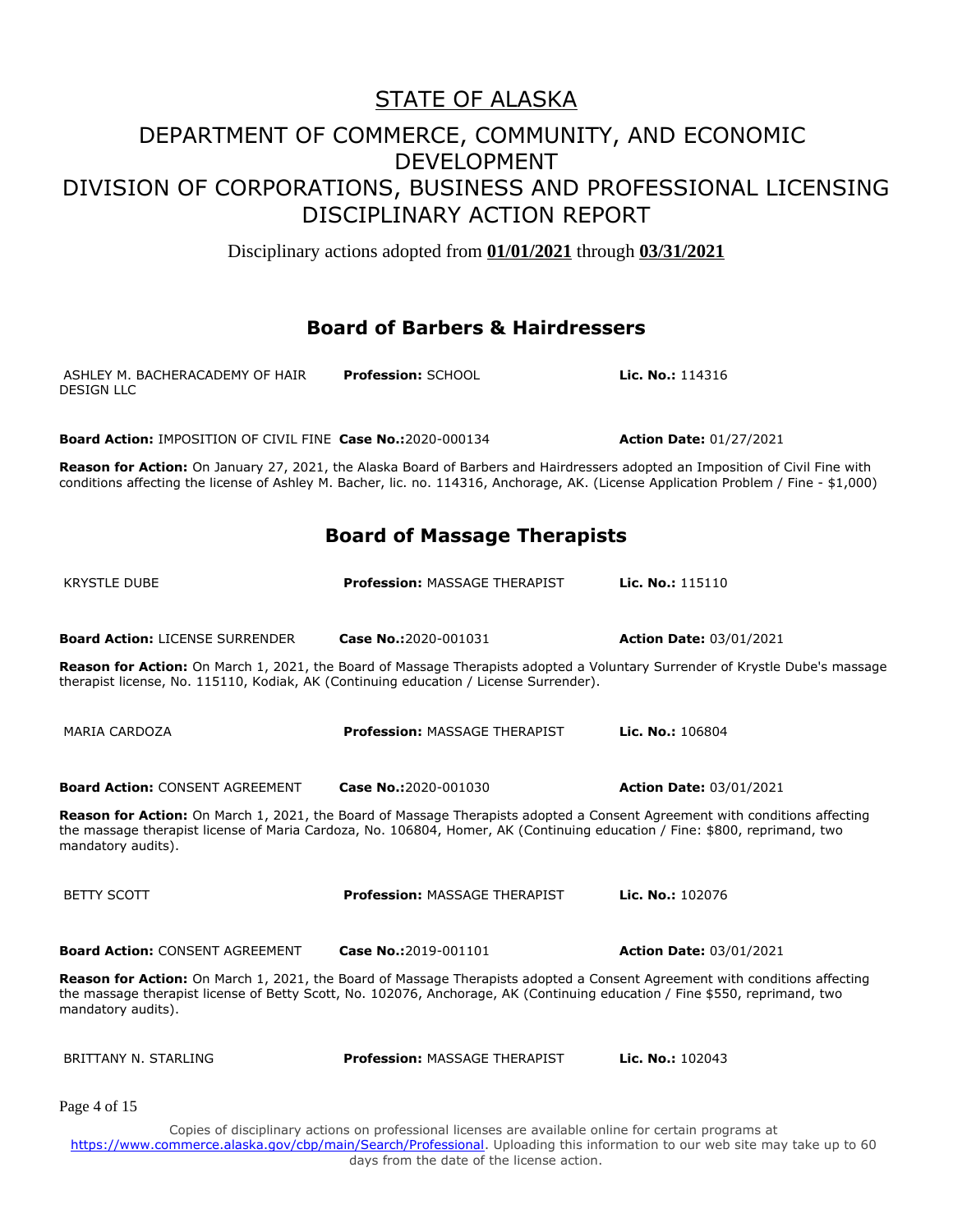# STATE OF ALASKA

## DEPARTMENT OF COMMERCE, COMMUNITY, AND ECONOMIC DEVELOPMENT
## DIVISION OF CORPORATIONS, BUSINESS AND PROFESSIONAL LICENSING
## DISCIPLINARY ACTION REPORT

Disciplinary actions adopted from **01/01/2021** through **03/31/2021**

### Board of Barbers & Hairdressers

ASHLEY M. BACHERACADEMY OF HAIR DESIGN LLC — **Profession:** SCHOOL — **Lic. No.:** 114316

**Board Action:** IMPOSITION OF CIVIL FINE — **Case No.:**2020-000134 — **Action Date:** 01/27/2021

**Reason for Action:** On January 27, 2021, the Alaska Board of Barbers and Hairdressers adopted an Imposition of Civil Fine with conditions affecting the license of Ashley M. Bacher, lic. no. 114316, Anchorage, AK. (License Application Problem / Fine - $1,000)

### Board of Massage Therapists

KRYSTLE DUBE — **Profession:** MASSAGE THERAPIST — **Lic. No.:** 115110

**Board Action:** LICENSE SURRENDER — **Case No.:**2020-001031 — **Action Date:** 03/01/2021

**Reason for Action:** On March 1, 2021, the Board of Massage Therapists adopted a Voluntary Surrender of Krystle Dube's massage therapist license, No. 115110, Kodiak, AK (Continuing education / License Surrender).

MARIA CARDOZA — **Profession:** MASSAGE THERAPIST — **Lic. No.:** 106804

**Board Action:** CONSENT AGREEMENT — **Case No.:**2020-001030 — **Action Date:** 03/01/2021

**Reason for Action:** On March 1, 2021, the Board of Massage Therapists adopted a Consent Agreement with conditions affecting the massage therapist license of Maria Cardoza, No. 106804, Homer, AK (Continuing education / Fine: $800, reprimand, two mandatory audits).

BETTY SCOTT — **Profession:** MASSAGE THERAPIST — **Lic. No.:** 102076

**Board Action:** CONSENT AGREEMENT — **Case No.:**2019-001101 — **Action Date:** 03/01/2021

**Reason for Action:** On March 1, 2021, the Board of Massage Therapists adopted a Consent Agreement with conditions affecting the massage therapist license of Betty Scott, No. 102076, Anchorage, AK (Continuing education / Fine $550, reprimand, two mandatory audits).

BRITTANY N. STARLING — **Profession:** MASSAGE THERAPIST — **Lic. No.:** 102043

Copies of disciplinary actions on professional licenses are available online for certain programs at https://www.commerce.alaska.gov/cbp/main/Search/Professional. Uploading this information to our web site may take up to 60 days from the date of the license action.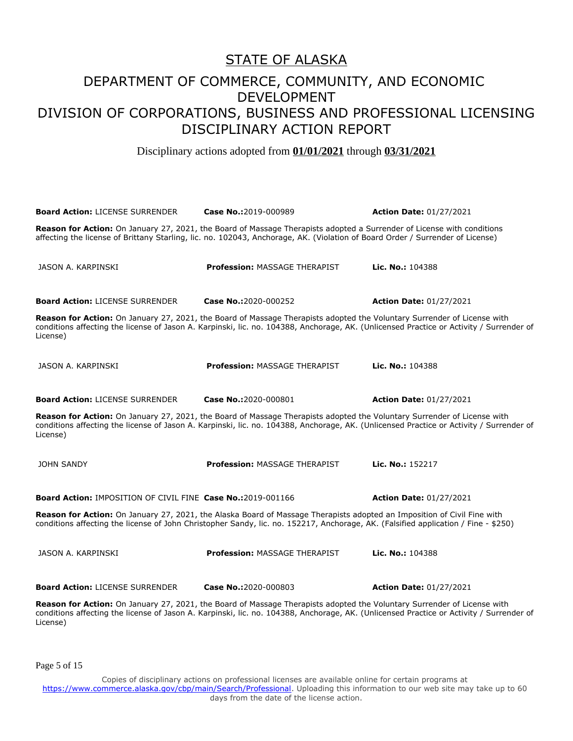# STATE OF ALASKA

## DEPARTMENT OF COMMERCE, COMMUNITY, AND ECONOMIC DEVELOPMENT

## DIVISION OF CORPORATIONS, BUSINESS AND PROFESSIONAL LICENSING

## DISCIPLINARY ACTION REPORT

Disciplinary actions adopted from **01/01/2021** through **03/31/2021**

**Board Action:** LICENSE SURRENDER **Case No.:**2019-000989 **Action Date:** 01/27/2021

**Reason for Action:** On January 27, 2021, the Board of Massage Therapists adopted a Surrender of License with conditions affecting the license of Brittany Starling, lic. no. 102043, Anchorage, AK. (Violation of Board Order / Surrender of License)

JASON A. KARPINSKI **Profession:** MASSAGE THERAPIST **Lic. No.:** 104388

**Board Action:** LICENSE SURRENDER **Case No.:**2020-000252 **Action Date:** 01/27/2021

**Reason for Action:** On January 27, 2021, the Board of Massage Therapists adopted the Voluntary Surrender of License with conditions affecting the license of Jason A. Karpinski, lic. no. 104388, Anchorage, AK. (Unlicensed Practice or Activity / Surrender of License)

JASON A. KARPINSKI **Profession:** MASSAGE THERAPIST **Lic. No.:** 104388

**Board Action:** LICENSE SURRENDER **Case No.:**2020-000801 **Action Date:** 01/27/2021

**Reason for Action:** On January 27, 2021, the Board of Massage Therapists adopted the Voluntary Surrender of License with conditions affecting the license of Jason A. Karpinski, lic. no. 104388, Anchorage, AK. (Unlicensed Practice or Activity / Surrender of License)

JOHN SANDY **Profession:** MASSAGE THERAPIST **Lic. No.:** 152217

**Board Action:** IMPOSITION OF CIVIL FINE **Case No.:**2019-001166 **Action Date:** 01/27/2021

**Reason for Action:** On January 27, 2021, the Alaska Board of Massage Therapists adopted an Imposition of Civil Fine with conditions affecting the license of John Christopher Sandy, lic. no. 152217, Anchorage, AK. (Falsified application / Fine - $250)

JASON A. KARPINSKI **Profession:** MASSAGE THERAPIST **Lic. No.:** 104388

**Board Action:** LICENSE SURRENDER **Case No.:**2020-000803 **Action Date:** 01/27/2021

**Reason for Action:** On January 27, 2021, the Board of Massage Therapists adopted the Voluntary Surrender of License with conditions affecting the license of Jason A. Karpinski, lic. no. 104388, Anchorage, AK. (Unlicensed Practice or Activity / Surrender of License)

Copies of disciplinary actions on professional licenses are available online for certain programs at https://www.commerce.alaska.gov/cbp/main/Search/Professional. Uploading this information to our web site may take up to 60 days from the date of the license action.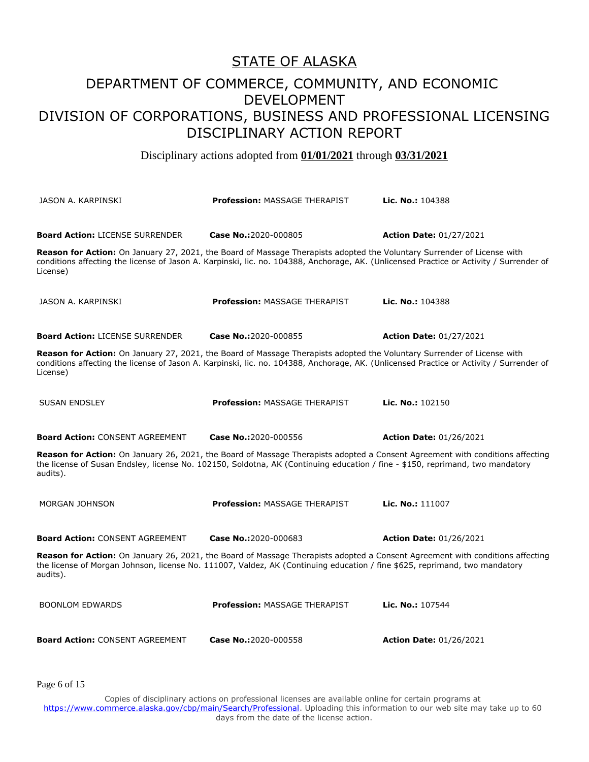# STATE OF ALASKA

## DEPARTMENT OF COMMERCE, COMMUNITY, AND ECONOMIC DEVELOPMENT

## DIVISION OF CORPORATIONS, BUSINESS AND PROFESSIONAL LICENSING

## DISCIPLINARY ACTION REPORT

Disciplinary actions adopted from **01/01/2021** through **03/31/2021**

JASON A. KARPINSKI | **Profession:** MASSAGE THERAPIST | **Lic. No.:** 104388

**Board Action:** LICENSE SURRENDER | **Case No.:**2020-000805 | **Action Date:** 01/27/2021

**Reason for Action:** On January 27, 2021, the Board of Massage Therapists adopted the Voluntary Surrender of License with conditions affecting the license of Jason A. Karpinski, lic. no. 104388, Anchorage, AK. (Unlicensed Practice or Activity / Surrender of License)

JASON A. KARPINSKI | **Profession:** MASSAGE THERAPIST | **Lic. No.:** 104388

**Board Action:** LICENSE SURRENDER | **Case No.:**2020-000855 | **Action Date:** 01/27/2021

**Reason for Action:** On January 27, 2021, the Board of Massage Therapists adopted the Voluntary Surrender of License with conditions affecting the license of Jason A. Karpinski, lic. no. 104388, Anchorage, AK. (Unlicensed Practice or Activity / Surrender of License)

SUSAN ENDSLEY | **Profession:** MASSAGE THERAPIST | **Lic. No.:** 102150

**Board Action:** CONSENT AGREEMENT | **Case No.:**2020-000556 | **Action Date:** 01/26/2021

**Reason for Action:** On January 26, 2021, the Board of Massage Therapists adopted a Consent Agreement with conditions affecting the license of Susan Endsley, license No. 102150, Soldotna, AK (Continuing education / fine - $150, reprimand, two mandatory audits).

MORGAN JOHNSON | **Profession:** MASSAGE THERAPIST | **Lic. No.:** 111007

**Board Action:** CONSENT AGREEMENT | **Case No.:**2020-000683 | **Action Date:** 01/26/2021

**Reason for Action:** On January 26, 2021, the Board of Massage Therapists adopted a Consent Agreement with conditions affecting the license of Morgan Johnson, license No. 111007, Valdez, AK (Continuing education / fine $625, reprimand, two mandatory audits).

BOONLOM EDWARDS | **Profession:** MASSAGE THERAPIST | **Lic. No.:** 107544

**Board Action:** CONSENT AGREEMENT | **Case No.:**2020-000558 | **Action Date:** 01/26/2021

Copies of disciplinary actions on professional licenses are available online for certain programs at https://www.commerce.alaska.gov/cbp/main/Search/Professional. Uploading this information to our web site may take up to 60 days from the date of the license action.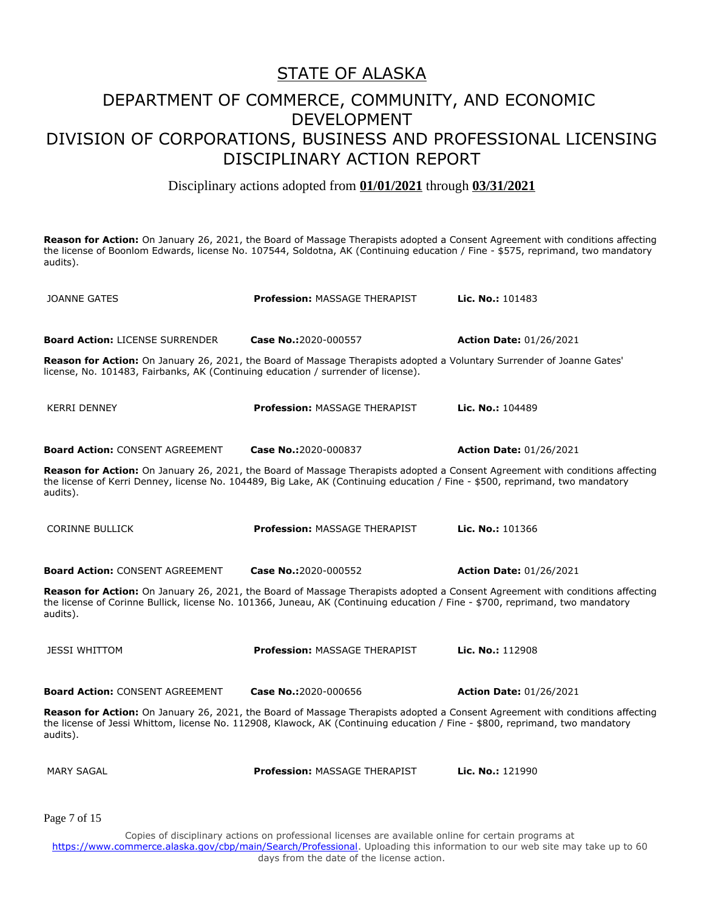# STATE OF ALASKA

## DEPARTMENT OF COMMERCE, COMMUNITY, AND ECONOMIC DEVELOPMENT
## DIVISION OF CORPORATIONS, BUSINESS AND PROFESSIONAL LICENSING
## DISCIPLINARY ACTION REPORT

Disciplinary actions adopted from **01/01/2021** through **03/31/2021**

**Reason for Action:** On January 26, 2021, the Board of Massage Therapists adopted a Consent Agreement with conditions affecting the license of Boonlom Edwards, license No. 107544, Soldotna, AK (Continuing education / Fine - $575, reprimand, two mandatory audits).

| JOANNE GATES | **Profession:** MASSAGE THERAPIST | **Lic. No.:** 101483 |
|---|---|---|
| **Board Action:** LICENSE SURRENDER | **Case No.:** 2020-000557 | **Action Date:** 01/26/2021 |

**Reason for Action:** On January 26, 2021, the Board of Massage Therapists adopted a Voluntary Surrender of Joanne Gates' license, No. 101483, Fairbanks, AK (Continuing education / surrender of license).

| KERRI DENNEY | **Profession:** MASSAGE THERAPIST | **Lic. No.:** 104489 |
|---|---|---|
| **Board Action:** CONSENT AGREEMENT | **Case No.:** 2020-000837 | **Action Date:** 01/26/2021 |

**Reason for Action:** On January 26, 2021, the Board of Massage Therapists adopted a Consent Agreement with conditions affecting the license of Kerri Denney, license No. 104489, Big Lake, AK (Continuing education / Fine - $500, reprimand, two mandatory audits).

| CORINNE BULLICK | **Profession:** MASSAGE THERAPIST | **Lic. No.:** 101366 |
|---|---|---|
| **Board Action:** CONSENT AGREEMENT | **Case No.:** 2020-000552 | **Action Date:** 01/26/2021 |

**Reason for Action:** On January 26, 2021, the Board of Massage Therapists adopted a Consent Agreement with conditions affecting the license of Corinne Bullick, license No. 101366, Juneau, AK (Continuing education / Fine - $700, reprimand, two mandatory audits).

| JESSI WHITTOM | **Profession:** MASSAGE THERAPIST | **Lic. No.:** 112908 |
|---|---|---|
| **Board Action:** CONSENT AGREEMENT | **Case No.:** 2020-000656 | **Action Date:** 01/26/2021 |

**Reason for Action:** On January 26, 2021, the Board of Massage Therapists adopted a Consent Agreement with conditions affecting the license of Jessi Whittom, license No. 112908, Klawock, AK (Continuing education / Fine - $800, reprimand, two mandatory audits).

| MARY SAGAL | **Profession:** MASSAGE THERAPIST | **Lic. No.:** 121990 |
|---|---|---|

Copies of disciplinary actions on professional licenses are available online for certain programs at https://www.commerce.alaska.gov/cbp/main/Search/Professional. Uploading this information to our web site may take up to 60 days from the date of the license action.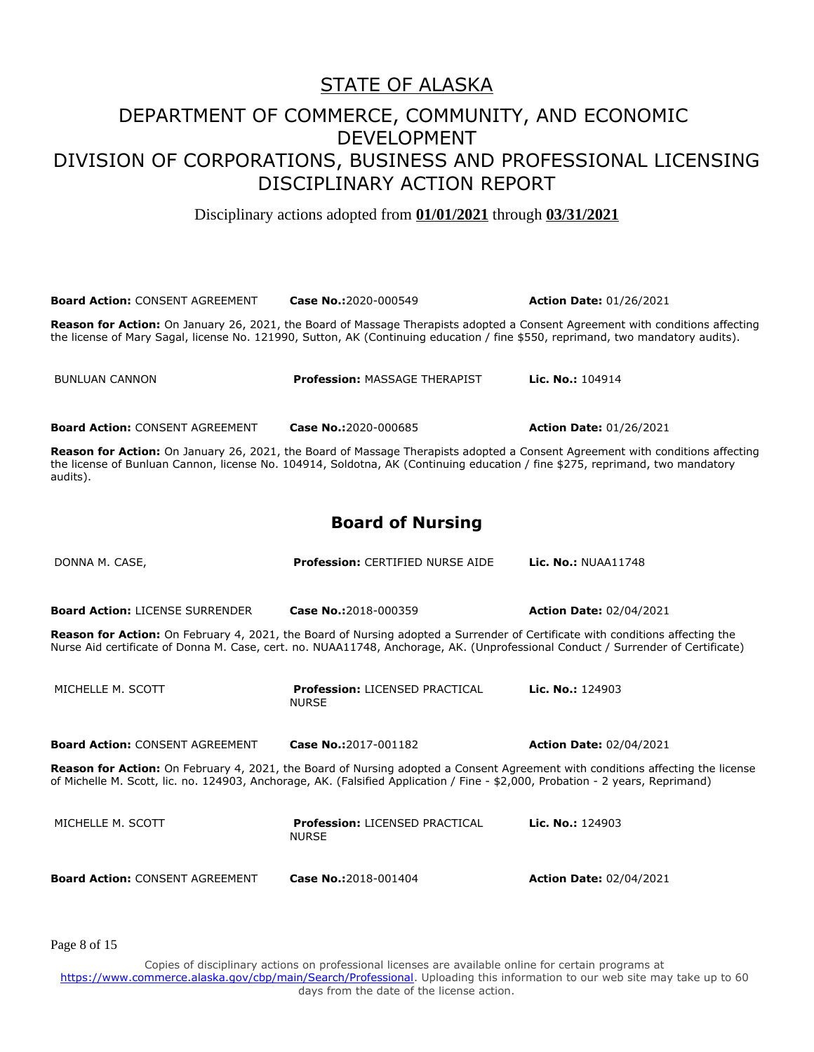# STATE OF ALASKA

## DEPARTMENT OF COMMERCE, COMMUNITY, AND ECONOMIC DEVELOPMENT
## DIVISION OF CORPORATIONS, BUSINESS AND PROFESSIONAL LICENSING
## DISCIPLINARY ACTION REPORT

Disciplinary actions adopted from **01/01/2021** through **03/31/2021**

**Board Action:** CONSENT AGREEMENT **Case No.:**2020-000549 **Action Date:** 01/26/2021

**Reason for Action:** On January 26, 2021, the Board of Massage Therapists adopted a Consent Agreement with conditions affecting the license of Mary Sagal, license No. 121990, Sutton, AK (Continuing education / fine $550, reprimand, two mandatory audits).

BUNLUAN CANNON **Profession:** MASSAGE THERAPIST **Lic. No.:** 104914

**Board Action:** CONSENT AGREEMENT **Case No.:**2020-000685 **Action Date:** 01/26/2021

**Reason for Action:** On January 26, 2021, the Board of Massage Therapists adopted a Consent Agreement with conditions affecting the license of Bunluan Cannon, license No. 104914, Soldotna, AK (Continuing education / fine $275, reprimand, two mandatory audits).

### Board of Nursing

DONNA M. CASE, **Profession:** CERTIFIED NURSE AIDE **Lic. No.:** NUAA11748

**Board Action:** LICENSE SURRENDER **Case No.:**2018-000359 **Action Date:** 02/04/2021

**Reason for Action:** On February 4, 2021, the Board of Nursing adopted a Surrender of Certificate with conditions affecting the Nurse Aid certificate of Donna M. Case, cert. no. NUAA11748, Anchorage, AK. (Unprofessional Conduct / Surrender of Certificate)

MICHELLE M. SCOTT **Profession:** LICENSED PRACTICAL NURSE **Lic. No.:** 124903

**Board Action:** CONSENT AGREEMENT **Case No.:**2017-001182 **Action Date:** 02/04/2021

**Reason for Action:** On February 4, 2021, the Board of Nursing adopted a Consent Agreement with conditions affecting the license of Michelle M. Scott, lic. no. 124903, Anchorage, AK. (Falsified Application / Fine - $2,000, Probation - 2 years, Reprimand)

MICHELLE M. SCOTT **Profession:** LICENSED PRACTICAL NURSE **Lic. No.:** 124903

**Board Action:** CONSENT AGREEMENT **Case No.:**2018-001404 **Action Date:** 02/04/2021

Copies of disciplinary actions on professional licenses are available online for certain programs at https://www.commerce.alaska.gov/cbp/main/Search/Professional. Uploading this information to our web site may take up to 60 days from the date of the license action.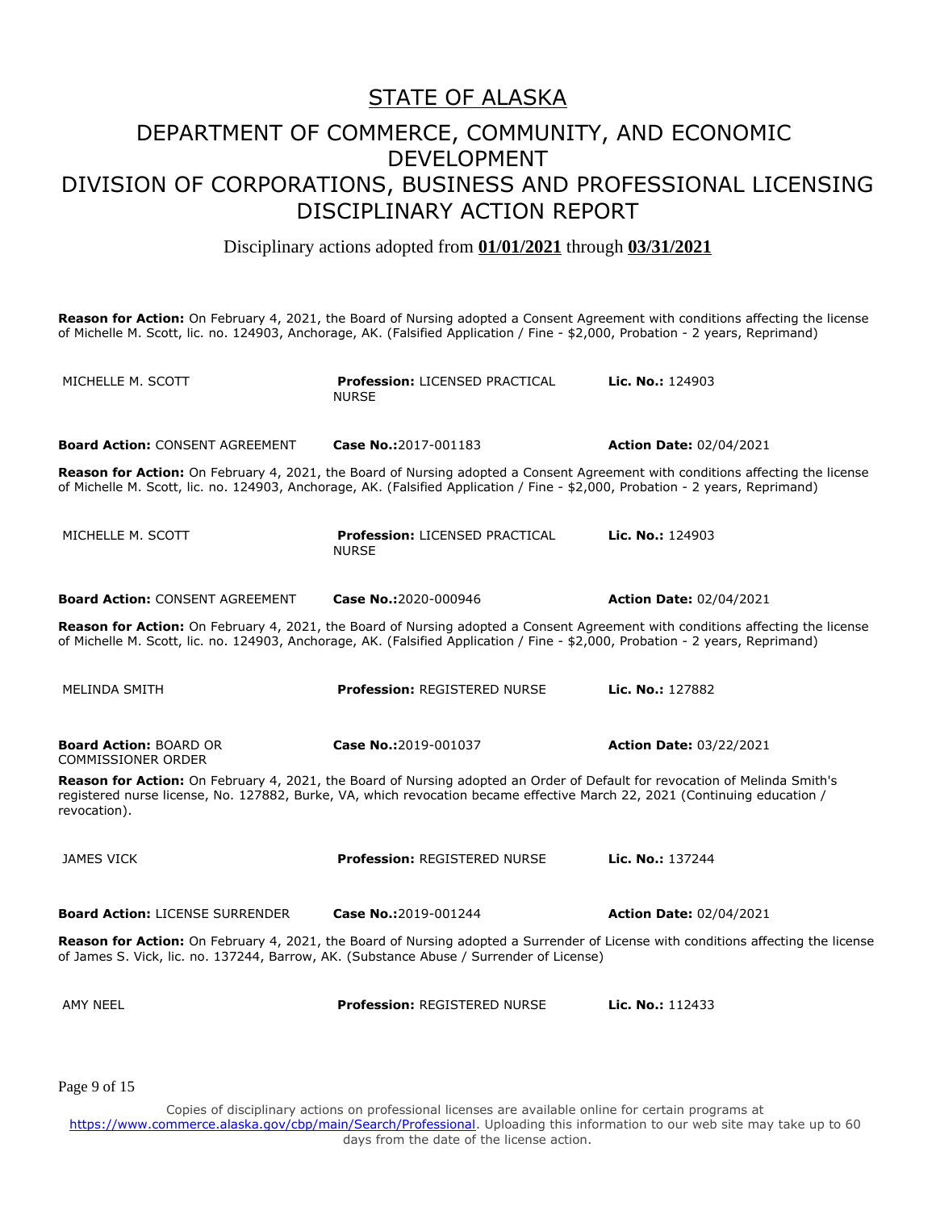# STATE OF ALASKA

## DEPARTMENT OF COMMERCE, COMMUNITY, AND ECONOMIC DEVELOPMENT
## DIVISION OF CORPORATIONS, BUSINESS AND PROFESSIONAL LICENSING
## DISCIPLINARY ACTION REPORT

Disciplinary actions adopted from **01/01/2021** through **03/31/2021**

**Reason for Action:** On February 4, 2021, the Board of Nursing adopted a Consent Agreement with conditions affecting the license of Michelle M. Scott, lic. no. 124903, Anchorage, AK. (Falsified Application / Fine - $2,000, Probation - 2 years, Reprimand)

| | | |
|---|---|---|
| MICHELLE M. SCOTT | **Profession:** LICENSED PRACTICAL NURSE | **Lic. No.:** 124903 |
| **Board Action:** CONSENT AGREEMENT | **Case No.:**2017-001183 | **Action Date:** 02/04/2021 |

**Reason for Action:** On February 4, 2021, the Board of Nursing adopted a Consent Agreement with conditions affecting the license of Michelle M. Scott, lic. no. 124903, Anchorage, AK. (Falsified Application / Fine - $2,000, Probation - 2 years, Reprimand)

| | | |
|---|---|---|
| MICHELLE M. SCOTT | **Profession:** LICENSED PRACTICAL NURSE | **Lic. No.:** 124903 |
| **Board Action:** CONSENT AGREEMENT | **Case No.:**2020-000946 | **Action Date:** 02/04/2021 |

**Reason for Action:** On February 4, 2021, the Board of Nursing adopted a Consent Agreement with conditions affecting the license of Michelle M. Scott, lic. no. 124903, Anchorage, AK. (Falsified Application / Fine - $2,000, Probation - 2 years, Reprimand)

| | | |
|---|---|---|
| MELINDA SMITH | **Profession:** REGISTERED NURSE | **Lic. No.:** 127882 |
| **Board Action:** BOARD OR COMMISSIONER ORDER | **Case No.:**2019-001037 | **Action Date:** 03/22/2021 |

**Reason for Action:** On February 4, 2021, the Board of Nursing adopted an Order of Default for revocation of Melinda Smith's registered nurse license, No. 127882, Burke, VA, which revocation became effective March 22, 2021 (Continuing education / revocation).

| | | |
|---|---|---|
| JAMES VICK | **Profession:** REGISTERED NURSE | **Lic. No.:** 137244 |
| **Board Action:** LICENSE SURRENDER | **Case No.:**2019-001244 | **Action Date:** 02/04/2021 |

**Reason for Action:** On February 4, 2021, the Board of Nursing adopted a Surrender of License with conditions affecting the license of James S. Vick, lic. no. 137244, Barrow, AK. (Substance Abuse / Surrender of License)

| | | |
|---|---|---|
| AMY NEEL | **Profession:** REGISTERED NURSE | **Lic. No.:** 112433 |

Copies of disciplinary actions on professional licenses are available online for certain programs at https://www.commerce.alaska.gov/cbp/main/Search/Professional. Uploading this information to our web site may take up to 60 days from the date of the license action.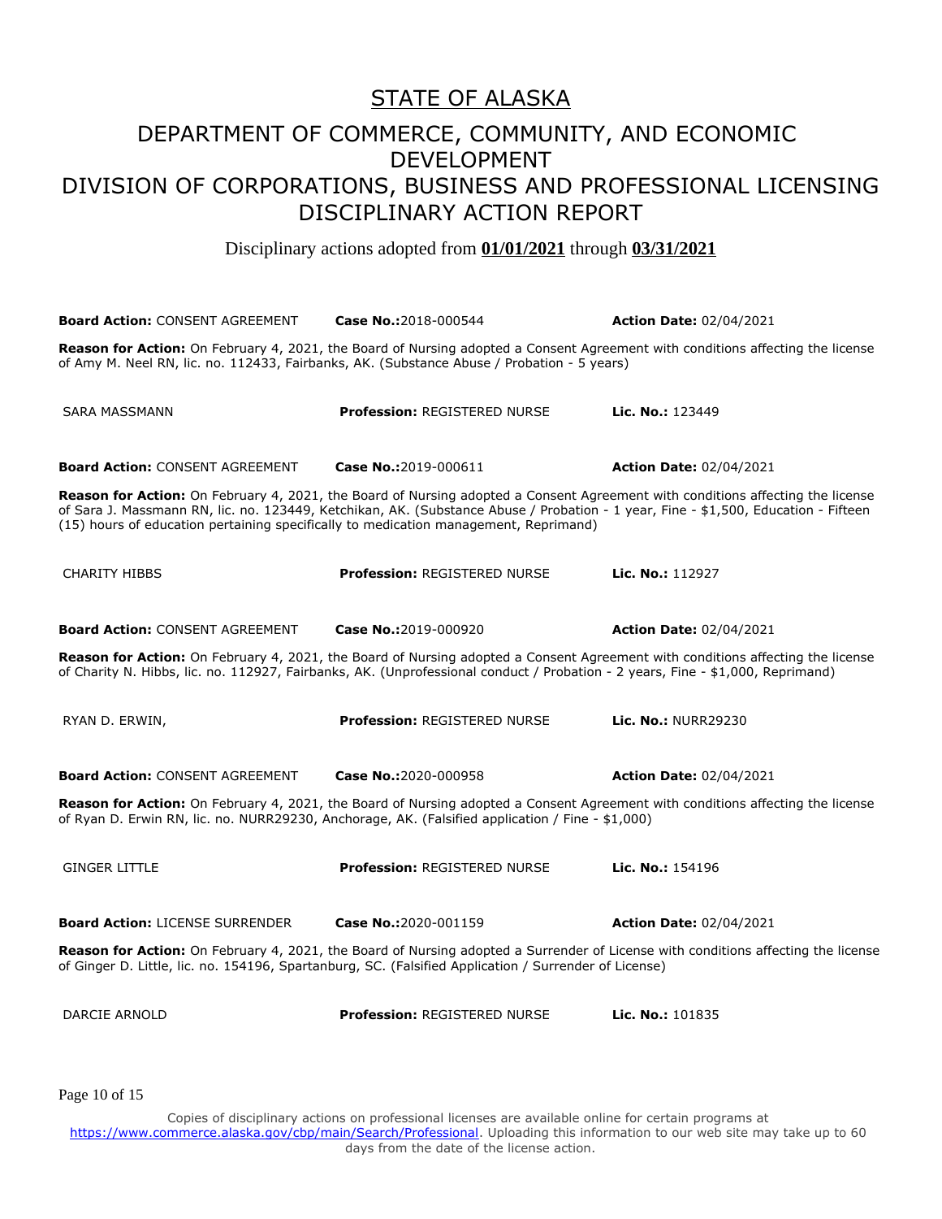# STATE OF ALASKA

## DEPARTMENT OF COMMERCE, COMMUNITY, AND ECONOMIC DEVELOPMENT
## DIVISION OF CORPORATIONS, BUSINESS AND PROFESSIONAL LICENSING
## DISCIPLINARY ACTION REPORT

Disciplinary actions adopted from **01/01/2021** through **03/31/2021**

**Board Action:** CONSENT AGREEMENT **Case No.:**2018-000544 **Action Date:** 02/04/2021

**Reason for Action:** On February 4, 2021, the Board of Nursing adopted a Consent Agreement with conditions affecting the license of Amy M. Neel RN, lic. no. 112433, Fairbanks, AK. (Substance Abuse / Probation - 5 years)

SARA MASSMANN **Profession:** REGISTERED NURSE **Lic. No.:** 123449

**Board Action:** CONSENT AGREEMENT **Case No.:**2019-000611 **Action Date:** 02/04/2021

**Reason for Action:** On February 4, 2021, the Board of Nursing adopted a Consent Agreement with conditions affecting the license of Sara J. Massmann RN, lic. no. 123449, Ketchikan, AK. (Substance Abuse / Probation - 1 year, Fine - $1,500, Education - Fifteen (15) hours of education pertaining specifically to medication management, Reprimand)

CHARITY HIBBS **Profession:** REGISTERED NURSE **Lic. No.:** 112927

**Board Action:** CONSENT AGREEMENT **Case No.:**2019-000920 **Action Date:** 02/04/2021

**Reason for Action:** On February 4, 2021, the Board of Nursing adopted a Consent Agreement with conditions affecting the license of Charity N. Hibbs, lic. no. 112927, Fairbanks, AK. (Unprofessional conduct / Probation - 2 years, Fine - $1,000, Reprimand)

RYAN D. ERWIN, **Profession:** REGISTERED NURSE **Lic. No.:** NURR29230

**Board Action:** CONSENT AGREEMENT **Case No.:**2020-000958 **Action Date:** 02/04/2021

**Reason for Action:** On February 4, 2021, the Board of Nursing adopted a Consent Agreement with conditions affecting the license of Ryan D. Erwin RN, lic. no. NURR29230, Anchorage, AK. (Falsified application / Fine - $1,000)

GINGER LITTLE **Profession:** REGISTERED NURSE **Lic. No.:** 154196

**Board Action:** LICENSE SURRENDER **Case No.:**2020-001159 **Action Date:** 02/04/2021

**Reason for Action:** On February 4, 2021, the Board of Nursing adopted a Surrender of License with conditions affecting the license of Ginger D. Little, lic. no. 154196, Spartanburg, SC. (Falsified Application / Surrender of License)

DARCIE ARNOLD **Profession:** REGISTERED NURSE **Lic. No.:** 101835

Copies of disciplinary actions on professional licenses are available online for certain programs at https://www.commerce.alaska.gov/cbp/main/Search/Professional. Uploading this information to our web site may take up to 60 days from the date of the license action.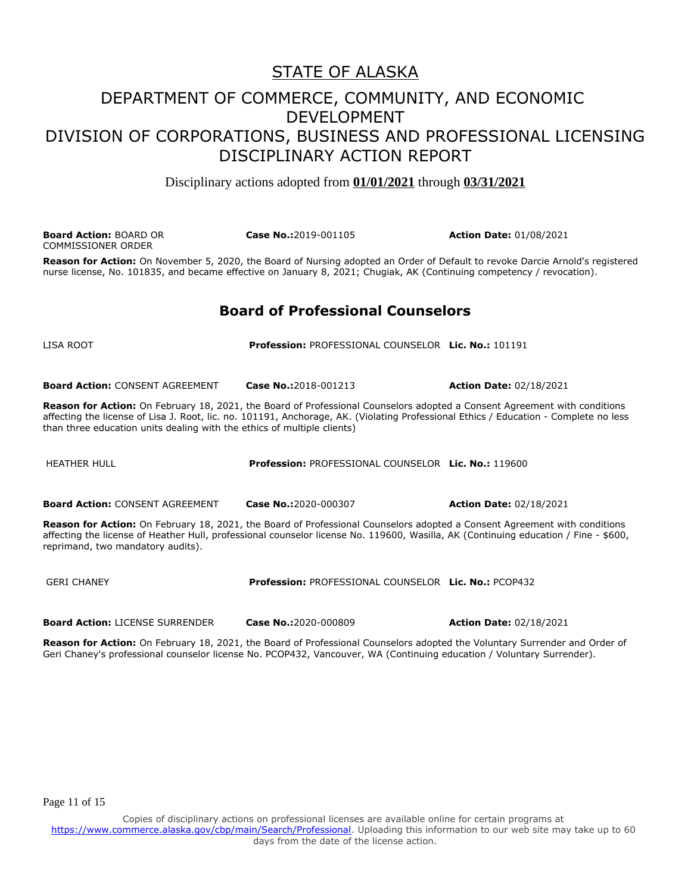# STATE OF ALASKA

## DEPARTMENT OF COMMERCE, COMMUNITY, AND ECONOMIC DEVELOPMENT
## DIVISION OF CORPORATIONS, BUSINESS AND PROFESSIONAL LICENSING
## DISCIPLINARY ACTION REPORT

Disciplinary actions adopted from **01/01/2021** through **03/31/2021**

**Board Action:** BOARD OR COMMISSIONER ORDER **Case No.:**2019-001105 **Action Date:** 01/08/2021

**Reason for Action:** On November 5, 2020, the Board of Nursing adopted an Order of Default to revoke Darcie Arnold's registered nurse license, No. 101835, and became effective on January 8, 2021; Chugiak, AK (Continuing competency / revocation).

## Board of Professional Counselors

LISA ROOT **Profession:** PROFESSIONAL COUNSELOR **Lic. No.:** 101191

**Board Action:** CONSENT AGREEMENT **Case No.:**2018-001213 **Action Date:** 02/18/2021

**Reason for Action:** On February 18, 2021, the Board of Professional Counselors adopted a Consent Agreement with conditions affecting the license of Lisa J. Root, lic. no. 101191, Anchorage, AK. (Violating Professional Ethics / Education - Complete no less than three education units dealing with the ethics of multiple clients)

HEATHER HULL **Profession:** PROFESSIONAL COUNSELOR **Lic. No.:** 119600

**Board Action:** CONSENT AGREEMENT **Case No.:**2020-000307 **Action Date:** 02/18/2021

**Reason for Action:** On February 18, 2021, the Board of Professional Counselors adopted a Consent Agreement with conditions affecting the license of Heather Hull, professional counselor license No. 119600, Wasilla, AK (Continuing education / Fine - $600, reprimand, two mandatory audits).

GERI CHANEY **Profession:** PROFESSIONAL COUNSELOR **Lic. No.:** PCOP432

**Board Action:** LICENSE SURRENDER **Case No.:**2020-000809 **Action Date:** 02/18/2021

**Reason for Action:** On February 18, 2021, the Board of Professional Counselors adopted the Voluntary Surrender and Order of Geri Chaney's professional counselor license No. PCOP432, Vancouver, WA (Continuing education / Voluntary Surrender).

Copies of disciplinary actions on professional licenses are available online for certain programs at https://www.commerce.alaska.gov/cbp/main/Search/Professional. Uploading this information to our web site may take up to 60 days from the date of the license action.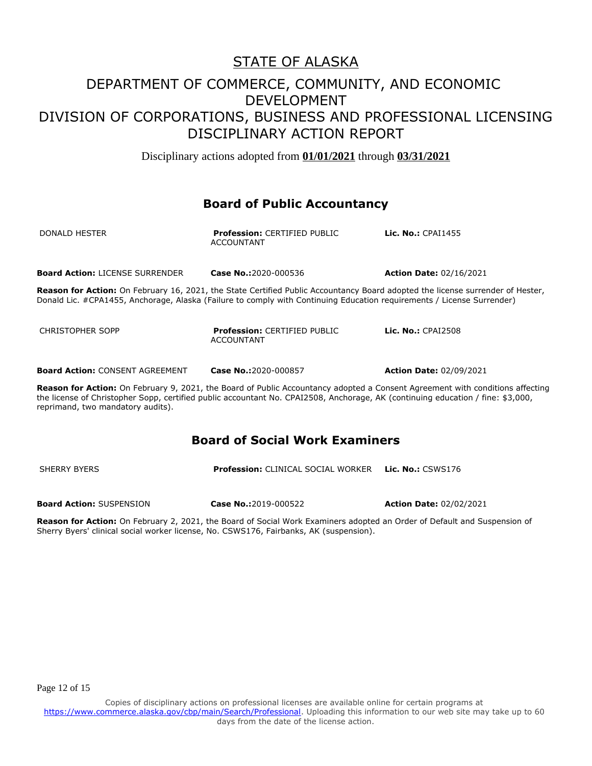# STATE OF ALASKA

## DEPARTMENT OF COMMERCE, COMMUNITY, AND ECONOMIC DEVELOPMENT

## DIVISION OF CORPORATIONS, BUSINESS AND PROFESSIONAL LICENSING

## DISCIPLINARY ACTION REPORT

Disciplinary actions adopted from **01/01/2021** through **03/31/2021**

### Board of Public Accountancy

DONALD HESTER **Profession:** CERTIFIED PUBLIC ACCOUNTANT **Lic. No.:** CPAI1455

**Board Action:** LICENSE SURRENDER **Case No.:** 2020-000536 **Action Date:** 02/16/2021

**Reason for Action:** On February 16, 2021, the State Certified Public Accountancy Board adopted the license surrender of Hester, Donald Lic. #CPA1455, Anchorage, Alaska (Failure to comply with Continuing Education requirements / License Surrender)

CHRISTOPHER SOPP **Profession:** CERTIFIED PUBLIC ACCOUNTANT **Lic. No.:** CPAI2508

**Board Action:** CONSENT AGREEMENT **Case No.:** 2020-000857 **Action Date:** 02/09/2021

**Reason for Action:** On February 9, 2021, the Board of Public Accountancy adopted a Consent Agreement with conditions affecting the license of Christopher Sopp, certified public accountant No. CPAI2508, Anchorage, AK (continuing education / fine: $3,000, reprimand, two mandatory audits).

### Board of Social Work Examiners

SHERRY BYERS **Profession:** CLINICAL SOCIAL WORKER **Lic. No.:** CSWS176

**Board Action:** SUSPENSION **Case No.:** 2019-000522 **Action Date:** 02/02/2021

**Reason for Action:** On February 2, 2021, the Board of Social Work Examiners adopted an Order of Default and Suspension of Sherry Byers' clinical social worker license, No. CSWS176, Fairbanks, AK (suspension).

Copies of disciplinary actions on professional licenses are available online for certain programs at https://www.commerce.alaska.gov/cbp/main/Search/Professional. Uploading this information to our web site may take up to 60 days from the date of the license action.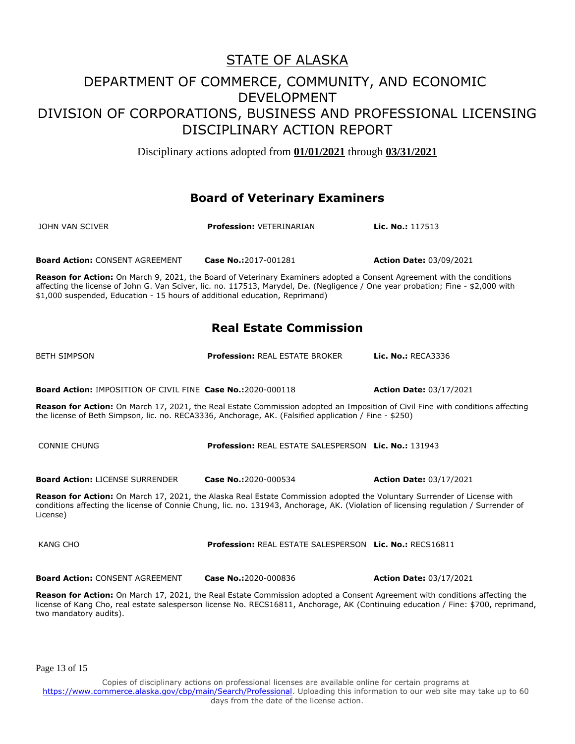# STATE OF ALASKA

## DEPARTMENT OF COMMERCE, COMMUNITY, AND ECONOMIC DEVELOPMENT
## DIVISION OF CORPORATIONS, BUSINESS AND PROFESSIONAL LICENSING
## DISCIPLINARY ACTION REPORT

Disciplinary actions adopted from **01/01/2021** through **03/31/2021**

### Board of Veterinary Examiners

JOHN VAN SCIVER | **Profession:** VETERINARIAN | **Lic. No.:** 117513

**Board Action:** CONSENT AGREEMENT | **Case No.:** 2017-001281 | **Action Date:** 03/09/2021

**Reason for Action:** On March 9, 2021, the Board of Veterinary Examiners adopted a Consent Agreement with the conditions affecting the license of John G. Van Sciver, lic. no. 117513, Marydel, De. (Negligence / One year probation; Fine - $2,000 with $1,000 suspended, Education - 15 hours of additional education, Reprimand)

### Real Estate Commission

BETH SIMPSON | **Profession:** REAL ESTATE BROKER | **Lic. No.:** RECA3336

**Board Action:** IMPOSITION OF CIVIL FINE | **Case No.:** 2020-000118 | **Action Date:** 03/17/2021

**Reason for Action:** On March 17, 2021, the Real Estate Commission adopted an Imposition of Civil Fine with conditions affecting the license of Beth Simpson, lic. no. RECA3336, Anchorage, AK. (Falsified application / Fine - $250)

CONNIE CHUNG | **Profession:** REAL ESTATE SALESPERSON | **Lic. No.:** 131943

**Board Action:** LICENSE SURRENDER | **Case No.:** 2020-000534 | **Action Date:** 03/17/2021

**Reason for Action:** On March 17, 2021, the Alaska Real Estate Commission adopted the Voluntary Surrender of License with conditions affecting the license of Connie Chung, lic. no. 131943, Anchorage, AK. (Violation of licensing regulation / Surrender of License)

KANG CHO | **Profession:** REAL ESTATE SALESPERSON | **Lic. No.:** RECS16811

**Board Action:** CONSENT AGREEMENT | **Case No.:** 2020-000836 | **Action Date:** 03/17/2021

**Reason for Action:** On March 17, 2021, the Real Estate Commission adopted a Consent Agreement with conditions affecting the license of Kang Cho, real estate salesperson license No. RECS16811, Anchorage, AK (Continuing education / Fine: $700, reprimand, two mandatory audits).

Copies of disciplinary actions on professional licenses are available online for certain programs at https://www.commerce.alaska.gov/cbp/main/Search/Professional. Uploading this information to our web site may take up to 60 days from the date of the license action.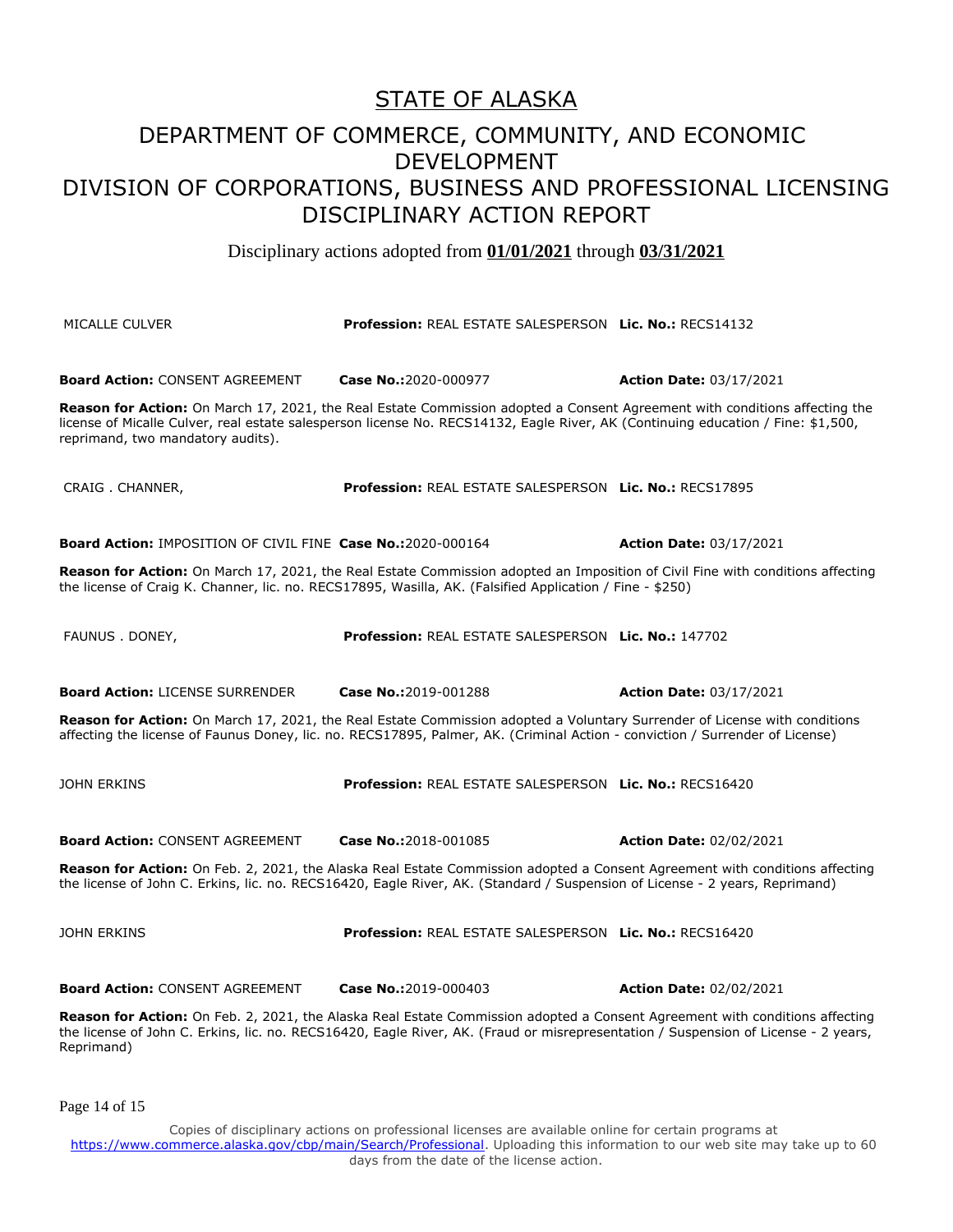# STATE OF ALASKA

## DEPARTMENT OF COMMERCE, COMMUNITY, AND ECONOMIC DEVELOPMENT
## DIVISION OF CORPORATIONS, BUSINESS AND PROFESSIONAL LICENSING
## DISCIPLINARY ACTION REPORT

Disciplinary actions adopted from **01/01/2021** through **03/31/2021**

MICALLE CULVER **Profession:** REAL ESTATE SALESPERSON **Lic. No.:** RECS14132

**Board Action:** CONSENT AGREEMENT **Case No.:**2020-000977 **Action Date:** 03/17/2021

**Reason for Action:** On March 17, 2021, the Real Estate Commission adopted a Consent Agreement with conditions affecting the license of Micalle Culver, real estate salesperson license No. RECS14132, Eagle River, AK (Continuing education / Fine: $1,500, reprimand, two mandatory audits).

CRAIG . CHANNER, **Profession:** REAL ESTATE SALESPERSON **Lic. No.:** RECS17895

**Board Action:** IMPOSITION OF CIVIL FINE **Case No.:**2020-000164 **Action Date:** 03/17/2021

**Reason for Action:** On March 17, 2021, the Real Estate Commission adopted an Imposition of Civil Fine with conditions affecting the license of Craig K. Channer, lic. no. RECS17895, Wasilla, AK. (Falsified Application / Fine - $250)

FAUNUS . DONEY, **Profession:** REAL ESTATE SALESPERSON **Lic. No.:** 147702

**Board Action:** LICENSE SURRENDER **Case No.:**2019-001288 **Action Date:** 03/17/2021

**Reason for Action:** On March 17, 2021, the Real Estate Commission adopted a Voluntary Surrender of License with conditions affecting the license of Faunus Doney, lic. no. RECS17895, Palmer, AK. (Criminal Action - conviction / Surrender of License)

JOHN ERKINS **Profession:** REAL ESTATE SALESPERSON **Lic. No.:** RECS16420

**Board Action:** CONSENT AGREEMENT **Case No.:**2018-001085 **Action Date:** 02/02/2021

**Reason for Action:** On Feb. 2, 2021, the Alaska Real Estate Commission adopted a Consent Agreement with conditions affecting the license of John C. Erkins, lic. no. RECS16420, Eagle River, AK. (Standard / Suspension of License - 2 years, Reprimand)

JOHN ERKINS **Profession:** REAL ESTATE SALESPERSON **Lic. No.:** RECS16420

**Board Action:** CONSENT AGREEMENT **Case No.:**2019-000403 **Action Date:** 02/02/2021

**Reason for Action:** On Feb. 2, 2021, the Alaska Real Estate Commission adopted a Consent Agreement with conditions affecting the license of John C. Erkins, lic. no. RECS16420, Eagle River, AK. (Fraud or misrepresentation / Suspension of License - 2 years, Reprimand)

Copies of disciplinary actions on professional licenses are available online for certain programs at https://www.commerce.alaska.gov/cbp/main/Search/Professional. Uploading this information to our web site may take up to 60 days from the date of the license action.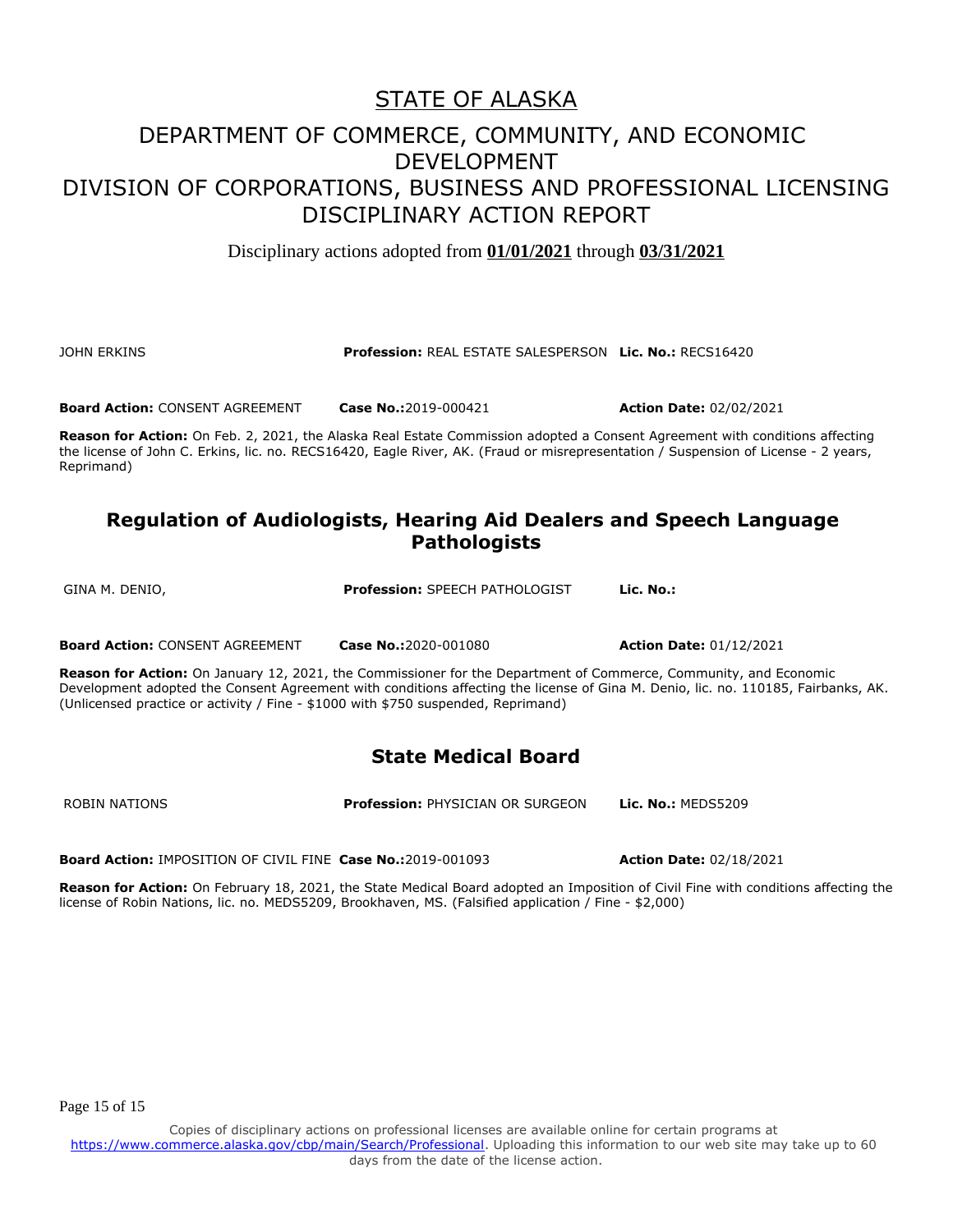# STATE OF ALASKA

## DEPARTMENT OF COMMERCE, COMMUNITY, AND ECONOMIC DEVELOPMENT
## DIVISION OF CORPORATIONS, BUSINESS AND PROFESSIONAL LICENSING
## DISCIPLINARY ACTION REPORT

Disciplinary actions adopted from **01/01/2021** through **03/31/2021**

JOHN ERKINS **Profession:** REAL ESTATE SALESPERSON **Lic. No.:** RECS16420

**Board Action:** CONSENT AGREEMENT **Case No.:**2019-000421 **Action Date:** 02/02/2021

**Reason for Action:** On Feb. 2, 2021, the Alaska Real Estate Commission adopted a Consent Agreement with conditions affecting the license of John C. Erkins, lic. no. RECS16420, Eagle River, AK. (Fraud or misrepresentation / Suspension of License - 2 years, Reprimand)

## Regulation of Audiologists, Hearing Aid Dealers and Speech Language Pathologists

GINA M. DENIO, **Profession:** SPEECH PATHOLOGIST **Lic. No.:**

**Board Action:** CONSENT AGREEMENT **Case No.:**2020-001080 **Action Date:** 01/12/2021

**Reason for Action:** On January 12, 2021, the Commissioner for the Department of Commerce, Community, and Economic Development adopted the Consent Agreement with conditions affecting the license of Gina M. Denio, lic. no. 110185, Fairbanks, AK. (Unlicensed practice or activity / Fine - $1000 with $750 suspended, Reprimand)

## State Medical Board

ROBIN NATIONS **Profession:** PHYSICIAN OR SURGEON **Lic. No.:** MEDS5209

**Board Action:** IMPOSITION OF CIVIL FINE **Case No.:**2019-001093 **Action Date:** 02/18/2021

**Reason for Action:** On February 18, 2021, the State Medical Board adopted an Imposition of Civil Fine with conditions affecting the license of Robin Nations, lic. no. MEDS5209, Brookhaven, MS. (Falsified application / Fine - $2,000)

Copies of disciplinary actions on professional licenses are available online for certain programs at https://www.commerce.alaska.gov/cbp/main/Search/Professional. Uploading this information to our web site may take up to 60 days from the date of the license action.